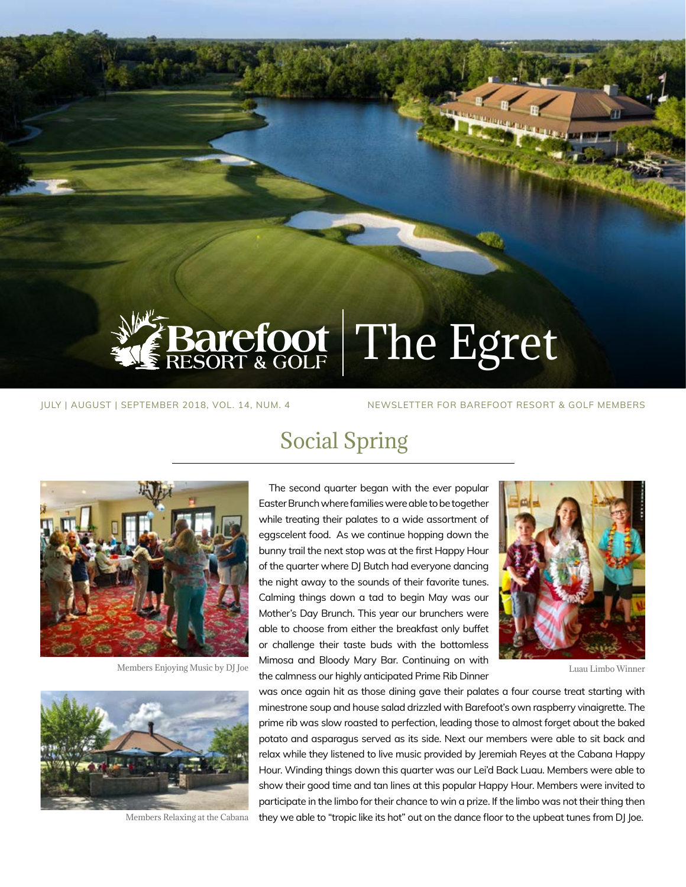# Barefoot Resort & Golf | The Egret

JULY | AUGUST | SEPTEMBER 2018, VOL. 14, NUM. 4

NEWSLETTER FOR BAREFOOT RESORT & GOLF MEMBERS

## Social Spring

The second quarter began with the ever popular Easter Brunch where families were able to be together while treating their palates to a wide assortment of eggscelent food. As we continue hopping down the bunny trail the next stop was at the first Happy Hour of the quarter where DJ Butch had everyone dancing the night away to the sounds of their favorite tunes. Calming things down a tad to begin May was our Mother's Day Brunch. This year our brunchers were able to choose from either the breakfast only buffet or challenge their taste buds with the bottomless Mimosa and Bloody Mary Bar. Continuing on with the calmness our highly anticipated Prime Rib Dinner was once again hit as those dining gave their palates a four course treat starting with minestrone soup and house salad drizzled with Barefoot's own raspberry vinaigrette. The prime rib was slow roasted to perfection, leading those to almost forget about the baked potato and asparagus served as its side. Next our members were able to sit back and relax while they listened to live music provided by Jeremiah Reyes at the Cabana Happy Hour. Winding things down this quarter was our Lei'd Back Luau. Members were able to show their good time and tan lines at this popular Happy Hour. Members were invited to participate in the limbo for their chance to win a prize. If the limbo was not their thing then they we able to "tropic like its hot" out on the dance floor to the upbeat tunes from DJ Joe.

Members Enjoying Music by DJ Joe

Members Relaxing at the Cabana

Luau Limbo Winner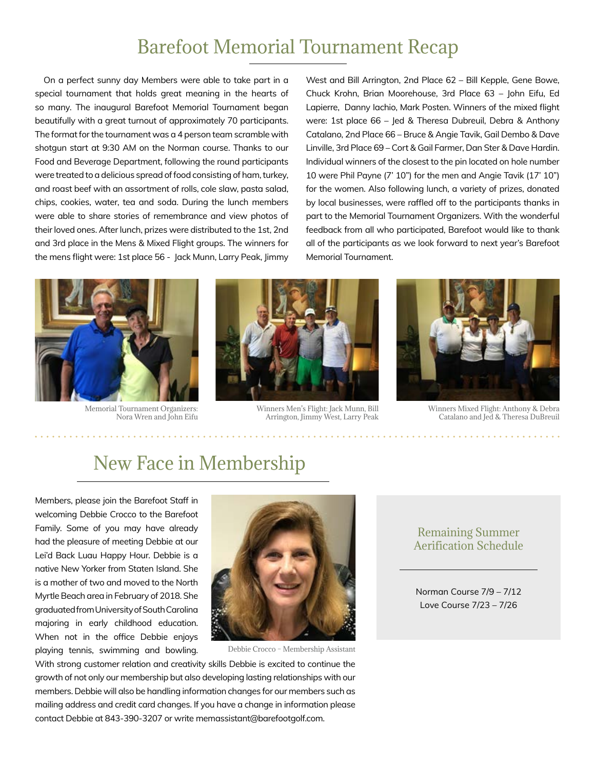# Barefoot Memorial Tournament Recap

On a perfect sunny day Members were able to take part in a special tournament that holds great meaning in the hearts of so many. The inaugural Barefoot Memorial Tournament began beautifully with a great turnout of approximately 70 participants. The format for the tournament was a 4 person team scramble with shotgun start at 9:30 AM on the Norman course. Thanks to our Food and Beverage Department, following the round participants were treated to a delicious spread of food consisting of ham, turkey, and roast beef with an assortment of rolls, cole slaw, pasta salad, chips, cookies, water, tea and soda. During the lunch members were able to share stories of remembrance and view photos of their loved ones. After lunch, prizes were distributed to the 1st, 2nd and 3rd place in the Mens & Mixed Flight groups. The winners for the mens flight were: 1st place 56 - Jack Munn, Larry Peak, Jimmy West and Bill Arrington, 2nd Place 62 – Bill Kepple, Gene Bowe, Chuck Krohn, Brian Moorehouse, 3rd Place 63 – John Eifu, Ed Lapierre, Danny Iachio, Mark Posten. Winners of the mixed flight were: 1st place 66 – Jed & Theresa Dubreuil, Debra & Anthony Catalano, 2nd Place 66 – Bruce & Angie Tavik, Gail Dembo & Dave Linville, 3rd Place 69 – Cort & Gail Farmer, Dan Ster & Dave Hardin. Individual winners of the closest to the pin located on hole number 10 were Phil Payne (7' 10") for the men and Angie Tavik (17' 10") for the women. Also following lunch, a variety of prizes, donated by local businesses, were raffled off to the participants thanks in part to the Memorial Tournament Organizers. With the wonderful feedback from all who participated, Barefoot would like to thank all of the participants as we look forward to next year's Barefoot Memorial Tournament.

Memorial Tournament Organizers: Nora Wren and John Eifu

Winners Men's Flight: Jack Munn, Bill Arrington, Jimmy West, Larry Peak

Winners Mixed Flight: Anthony & Debra Catalano and Jed & Theresa DuBreuil

# New Face in Membership

Members, please join the Barefoot Staff in welcoming Debbie Crocco to the Barefoot Family. Some of you may have already had the pleasure of meeting Debbie at our Lei'd Back Luau Happy Hour. Debbie is a native New Yorker from Staten Island. She is a mother of two and moved to the North Myrtle Beach area in February of 2018. She graduated from University of South Carolina majoring in early childhood education. When not in the office Debbie enjoys playing tennis, swimming and bowling. With strong customer relation and creativity skills Debbie is excited to continue the growth of not only our membership but also developing lasting relationships with our members. Debbie will also be handling information changes for our members such as mailing address and credit card changes. If you have a change in information please contact Debbie at 843-390-3207 or write memassistant@barefootgolf.com.

Debbie Crocco - Membership Assistant

## Remaining Summer Aerification Schedule

Norman Course 7/9 – 7/12
Love Course 7/23 – 7/26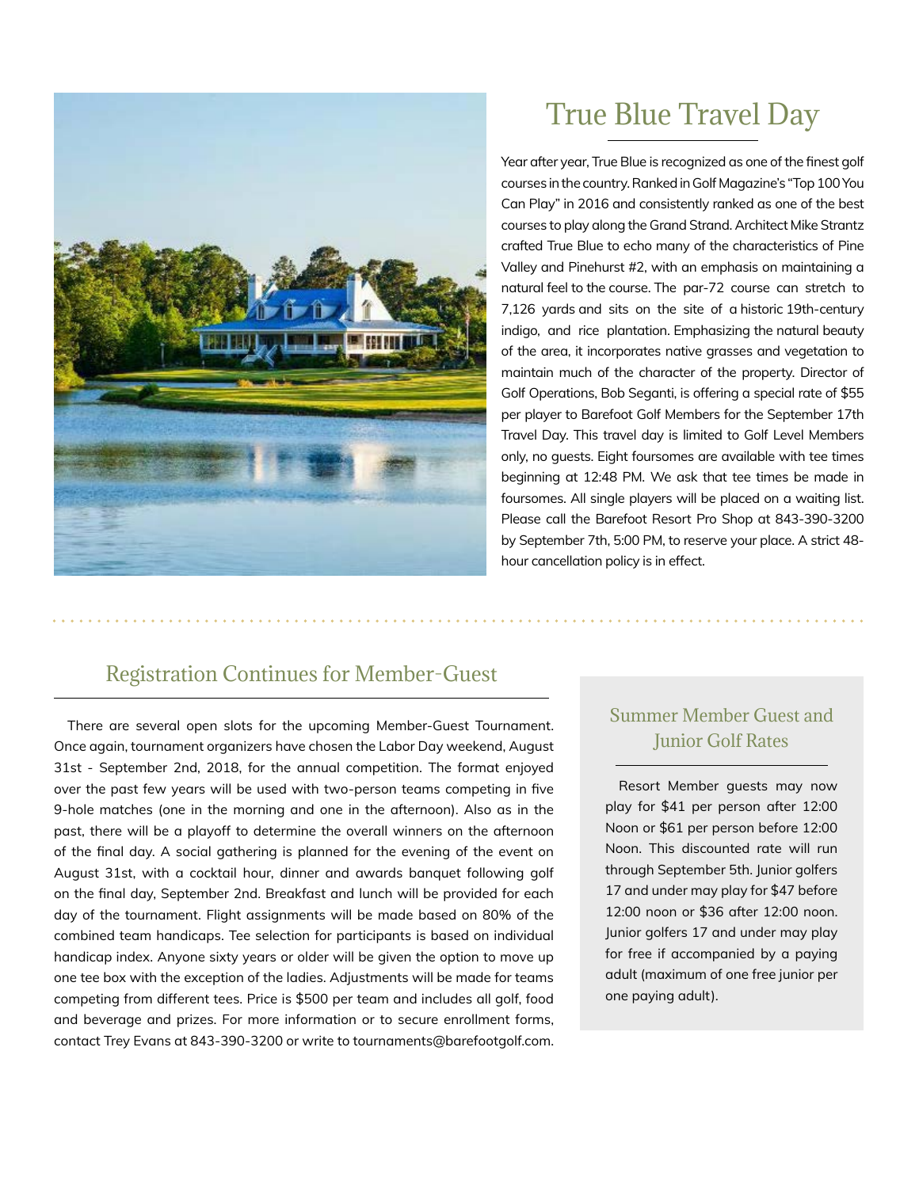## True Blue Travel Day

Year after year, True Blue is recognized as one of the finest golf courses in the country. Ranked in Golf Magazine's "Top 100 You Can Play" in 2016 and consistently ranked as one of the best courses to play along the Grand Strand. Architect Mike Strantz crafted True Blue to echo many of the characteristics of Pine Valley and Pinehurst #2, with an emphasis on maintaining a natural feel to the course. The par-72 course can stretch to 7,126 yards and sits on the site of a historic 19th-century indigo, and rice plantation. Emphasizing the natural beauty of the area, it incorporates native grasses and vegetation to maintain much of the character of the property. Director of Golf Operations, Bob Seganti, is offering a special rate of $55 per player to Barefoot Golf Members for the September 17th Travel Day. This travel day is limited to Golf Level Members only, no guests. Eight foursomes are available with tee times beginning at 12:48 PM. We ask that tee times be made in foursomes. All single players will be placed on a waiting list. Please call the Barefoot Resort Pro Shop at 843-390-3200 by September 7th, 5:00 PM, to reserve your place. A strict 48-hour cancellation policy is in effect.

## Registration Continues for Member-Guest

There are several open slots for the upcoming Member-Guest Tournament. Once again, tournament organizers have chosen the Labor Day weekend, August 31st - September 2nd, 2018, for the annual competition. The format enjoyed over the past few years will be used with two-person teams competing in five 9-hole matches (one in the morning and one in the afternoon). Also as in the past, there will be a playoff to determine the overall winners on the afternoon of the final day. A social gathering is planned for the evening of the event on August 31st, with a cocktail hour, dinner and awards banquet following golf on the final day, September 2nd. Breakfast and lunch will be provided for each day of the tournament. Flight assignments will be made based on 80% of the combined team handicaps. Tee selection for participants is based on individual handicap index. Anyone sixty years or older will be given the option to move up one tee box with the exception of the ladies. Adjustments will be made for teams competing from different tees. Price is $500 per team and includes all golf, food and beverage and prizes. For more information or to secure enrollment forms, contact Trey Evans at 843-390-3200 or write to tournaments@barefootgolf.com.

### Summer Member Guest and Junior Golf Rates

Resort Member guests may now play for $41 per person after 12:00 Noon or $61 per person before 12:00 Noon. This discounted rate will run through September 5th. Junior golfers 17 and under may play for $47 before 12:00 noon or $36 after 12:00 noon. Junior golfers 17 and under may play for free if accompanied by a paying adult (maximum of one free junior per one paying adult).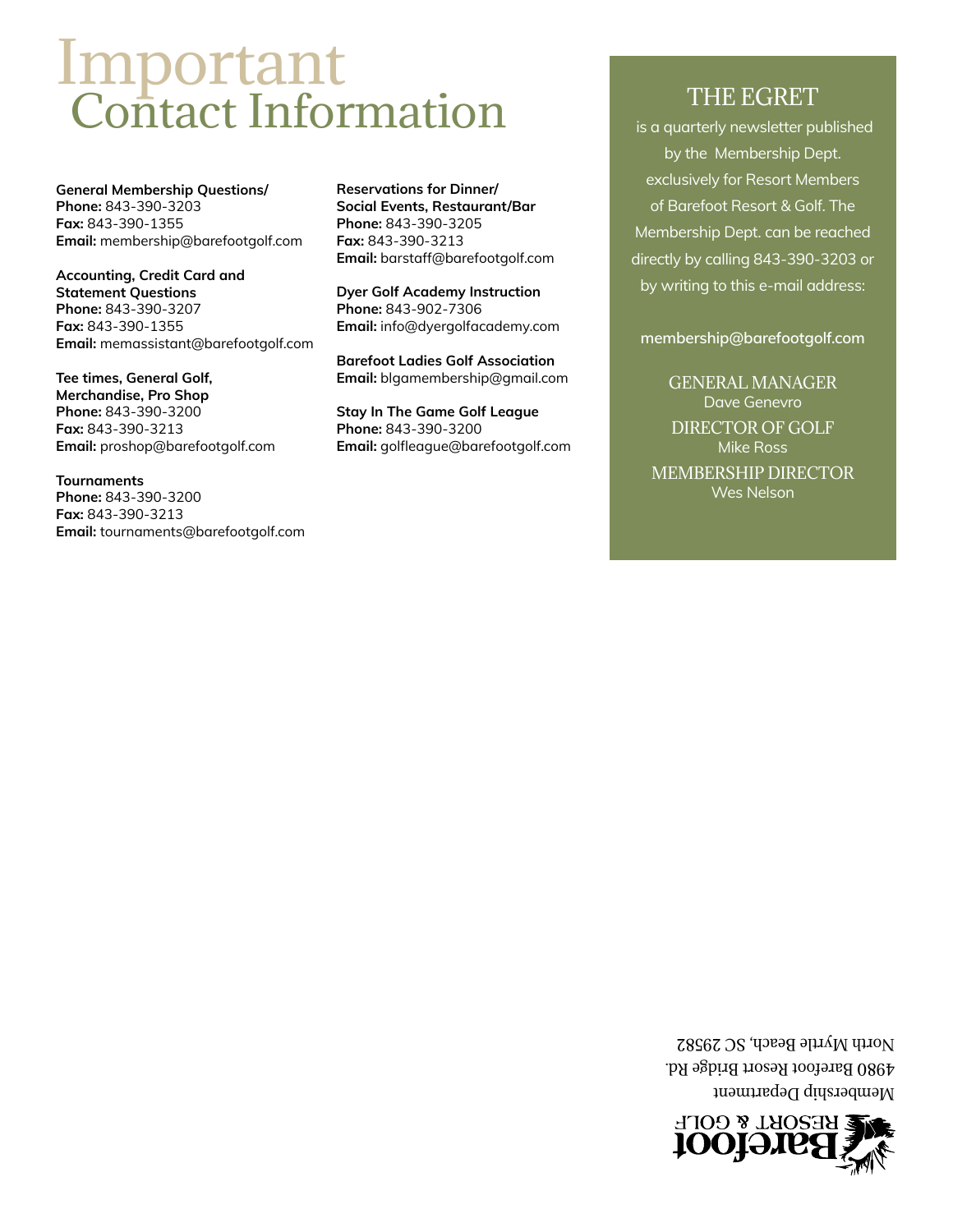# Important Contact Information

**General Membership Questions/**
**Phone:** 843-390-3203
**Fax:** 843-390-1355
**Email:** membership@barefootgolf.com

**Accounting, Credit Card and Statement Questions**
**Phone:** 843-390-3207
**Fax:** 843-390-1355
**Email:** memassistant@barefootgolf.com

**Tee times, General Golf, Merchandise, Pro Shop**
**Phone:** 843-390-3200
**Fax:** 843-390-3213
**Email:** proshop@barefootgolf.com

**Tournaments**
**Phone:** 843-390-3200
**Fax:** 843-390-3213
**Email:** tournaments@barefootgolf.com

**Reservations for Dinner/ Social Events, Restaurant/Bar**
**Phone:** 843-390-3205
**Fax:** 843-390-3213
**Email:** barstaff@barefootgolf.com

**Dyer Golf Academy Instruction**
**Phone:** 843-902-7306
**Email:** info@dyergolfacademy.com

**Barefoot Ladies Golf Association**
**Email:** blgamembership@gmail.com

**Stay In The Game Golf League**
**Phone:** 843-390-3200
**Email:** golfleague@barefootgolf.com

## THE EGRET

is a quarterly newsletter published by the Membership Dept. exclusively for Resort Members of Barefoot Resort & Golf. The Membership Dept. can be reached directly by calling 843-390-3203 or by writing to this e-mail address:

**membership@barefootgolf.com**

GENERAL MANAGER
Dave Genevro

DIRECTOR OF GOLF
Mike Ross

MEMBERSHIP DIRECTOR
Wes Nelson

Barefoot RESORT & GOLF

Membership Department
4980 Barefoot Resort Bridge Rd.
North Myrtle Beach, SC 29582